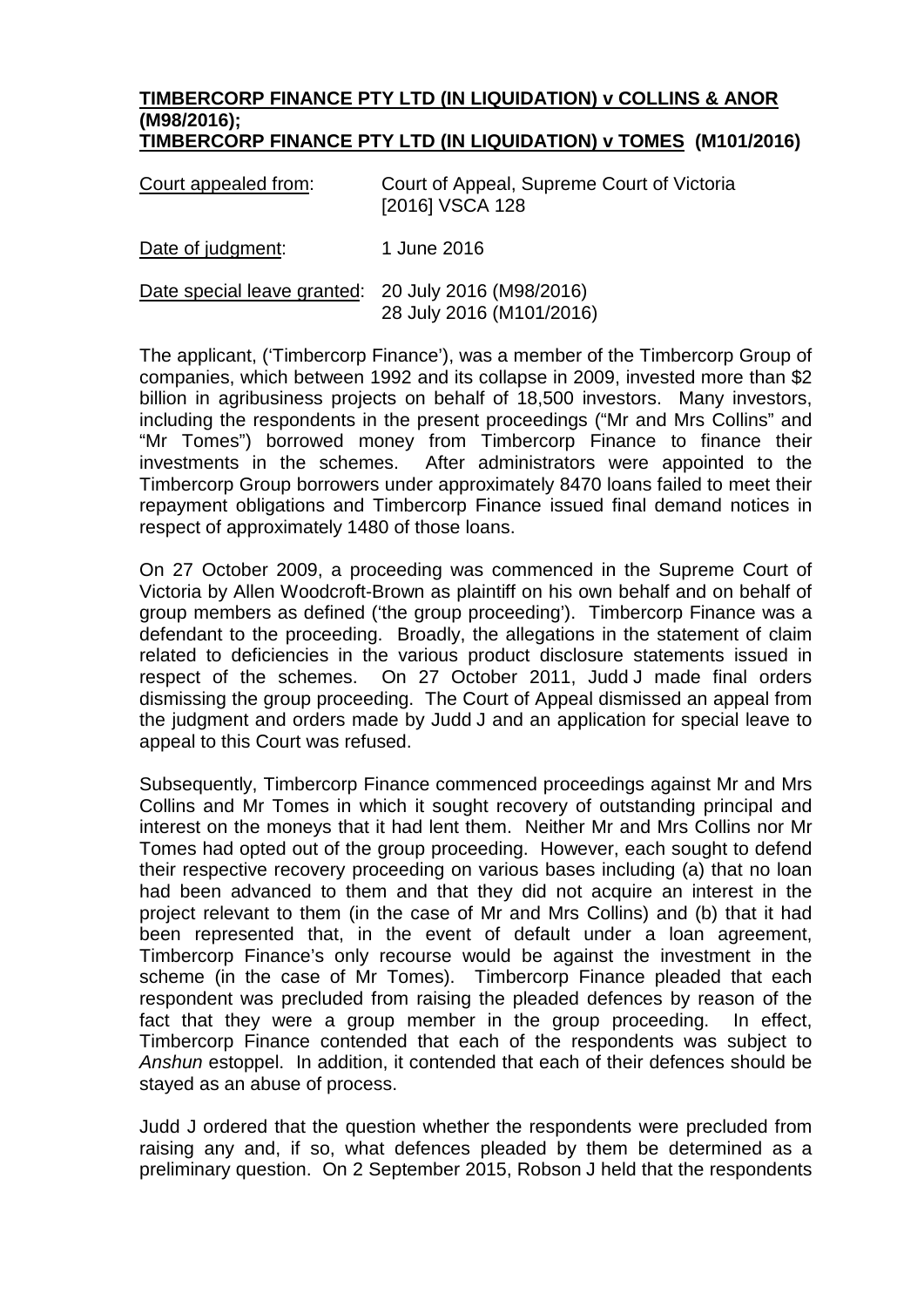**TIMBERCORP FINANCE PTY LTD (IN LIQUIDATION) v COLLINS & ANOR (M98/2016);**
**TIMBERCORP FINANCE PTY LTD (IN LIQUIDATION) v TOMES (M101/2016)**

| | |
|---|---|
| Court appealed from: | Court of Appeal, Supreme Court of Victoria [2016] VSCA 128 |
| Date of judgment: | 1 June 2016 |
| Date special leave granted: | 20 July 2016 (M98/2016)<br>28 July 2016 (M101/2016) |

The applicant, ('Timbercorp Finance'), was a member of the Timbercorp Group of companies, which between 1992 and its collapse in 2009, invested more than $2 billion in agribusiness projects on behalf of 18,500 investors. Many investors, including the respondents in the present proceedings ("Mr and Mrs Collins" and "Mr Tomes") borrowed money from Timbercorp Finance to finance their investments in the schemes. After administrators were appointed to the Timbercorp Group borrowers under approximately 8470 loans failed to meet their repayment obligations and Timbercorp Finance issued final demand notices in respect of approximately 1480 of those loans.

On 27 October 2009, a proceeding was commenced in the Supreme Court of Victoria by Allen Woodcroft-Brown as plaintiff on his own behalf and on behalf of group members as defined ('the group proceeding'). Timbercorp Finance was a defendant to the proceeding. Broadly, the allegations in the statement of claim related to deficiencies in the various product disclosure statements issued in respect of the schemes. On 27 October 2011, Judd J made final orders dismissing the group proceeding. The Court of Appeal dismissed an appeal from the judgment and orders made by Judd J and an application for special leave to appeal to this Court was refused.

Subsequently, Timbercorp Finance commenced proceedings against Mr and Mrs Collins and Mr Tomes in which it sought recovery of outstanding principal and interest on the moneys that it had lent them. Neither Mr and Mrs Collins nor Mr Tomes had opted out of the group proceeding. However, each sought to defend their respective recovery proceeding on various bases including (a) that no loan had been advanced to them and that they did not acquire an interest in the project relevant to them (in the case of Mr and Mrs Collins) and (b) that it had been represented that, in the event of default under a loan agreement, Timbercorp Finance's only recourse would be against the investment in the scheme (in the case of Mr Tomes). Timbercorp Finance pleaded that each respondent was precluded from raising the pleaded defences by reason of the fact that they were a group member in the group proceeding. In effect, Timbercorp Finance contended that each of the respondents was subject to *Anshun* estoppel. In addition, it contended that each of their defences should be stayed as an abuse of process.

Judd J ordered that the question whether the respondents were precluded from raising any and, if so, what defences pleaded by them be determined as a preliminary question. On 2 September 2015, Robson J held that the respondents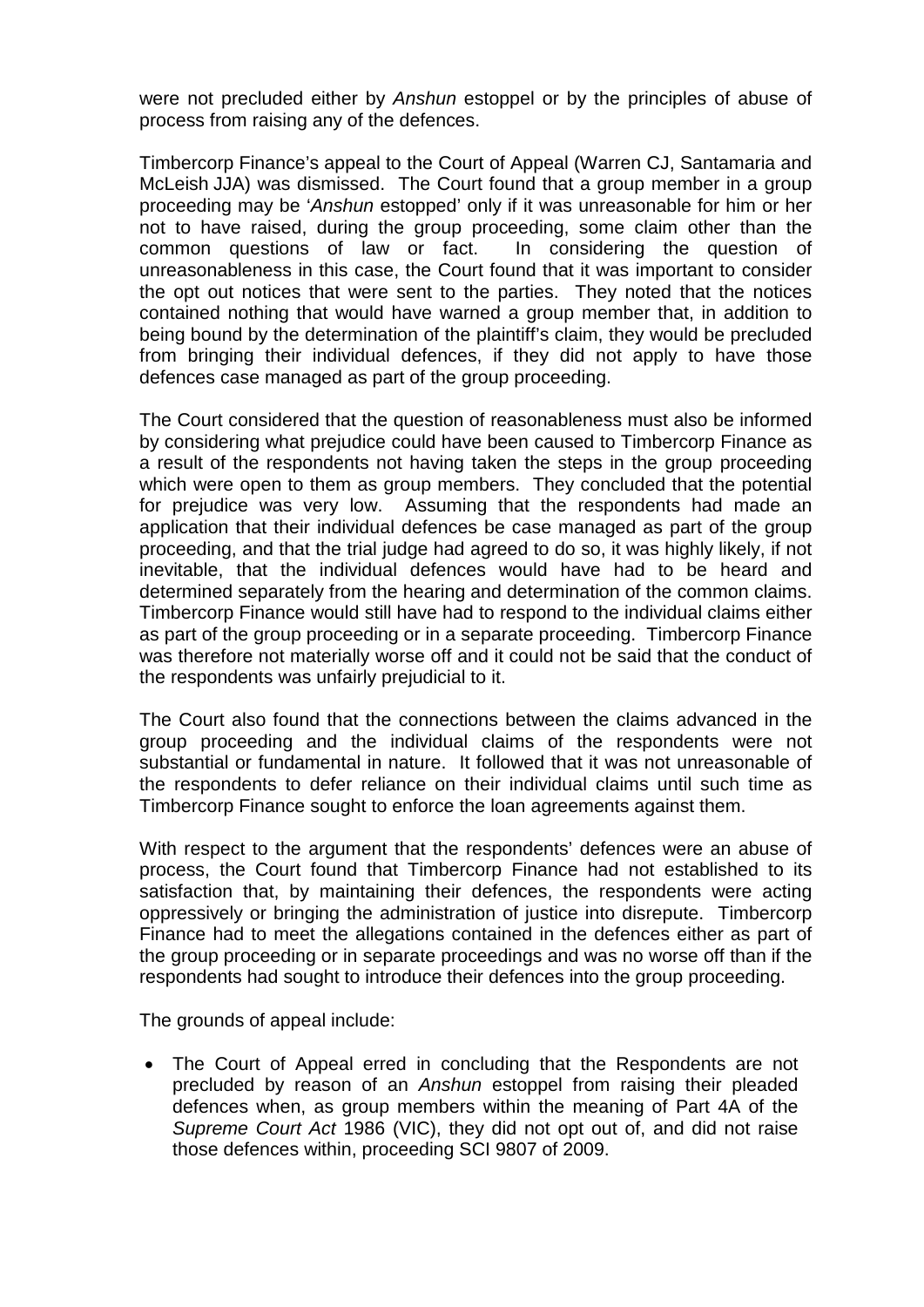were not precluded either by *Anshun* estoppel or by the principles of abuse of process from raising any of the defences.

Timbercorp Finance's appeal to the Court of Appeal (Warren CJ, Santamaria and McLeish JJA) was dismissed. The Court found that a group member in a group proceeding may be '*Anshun* estopped' only if it was unreasonable for him or her not to have raised, during the group proceeding, some claim other than the common questions of law or fact. In considering the question of unreasonableness in this case, the Court found that it was important to consider the opt out notices that were sent to the parties. They noted that the notices contained nothing that would have warned a group member that, in addition to being bound by the determination of the plaintiff's claim, they would be precluded from bringing their individual defences, if they did not apply to have those defences case managed as part of the group proceeding.

The Court considered that the question of reasonableness must also be informed by considering what prejudice could have been caused to Timbercorp Finance as a result of the respondents not having taken the steps in the group proceeding which were open to them as group members. They concluded that the potential for prejudice was very low. Assuming that the respondents had made an application that their individual defences be case managed as part of the group proceeding, and that the trial judge had agreed to do so, it was highly likely, if not inevitable, that the individual defences would have had to be heard and determined separately from the hearing and determination of the common claims. Timbercorp Finance would still have had to respond to the individual claims either as part of the group proceeding or in a separate proceeding. Timbercorp Finance was therefore not materially worse off and it could not be said that the conduct of the respondents was unfairly prejudicial to it.

The Court also found that the connections between the claims advanced in the group proceeding and the individual claims of the respondents were not substantial or fundamental in nature. It followed that it was not unreasonable of the respondents to defer reliance on their individual claims until such time as Timbercorp Finance sought to enforce the loan agreements against them.

With respect to the argument that the respondents' defences were an abuse of process, the Court found that Timbercorp Finance had not established to its satisfaction that, by maintaining their defences, the respondents were acting oppressively or bringing the administration of justice into disrepute. Timbercorp Finance had to meet the allegations contained in the defences either as part of the group proceeding or in separate proceedings and was no worse off than if the respondents had sought to introduce their defences into the group proceeding.

The grounds of appeal include:

- The Court of Appeal erred in concluding that the Respondents are not precluded by reason of an *Anshun* estoppel from raising their pleaded defences when, as group members within the meaning of Part 4A of the *Supreme Court Act* 1986 (VIC), they did not opt out of, and did not raise those defences within, proceeding SCI 9807 of 2009.